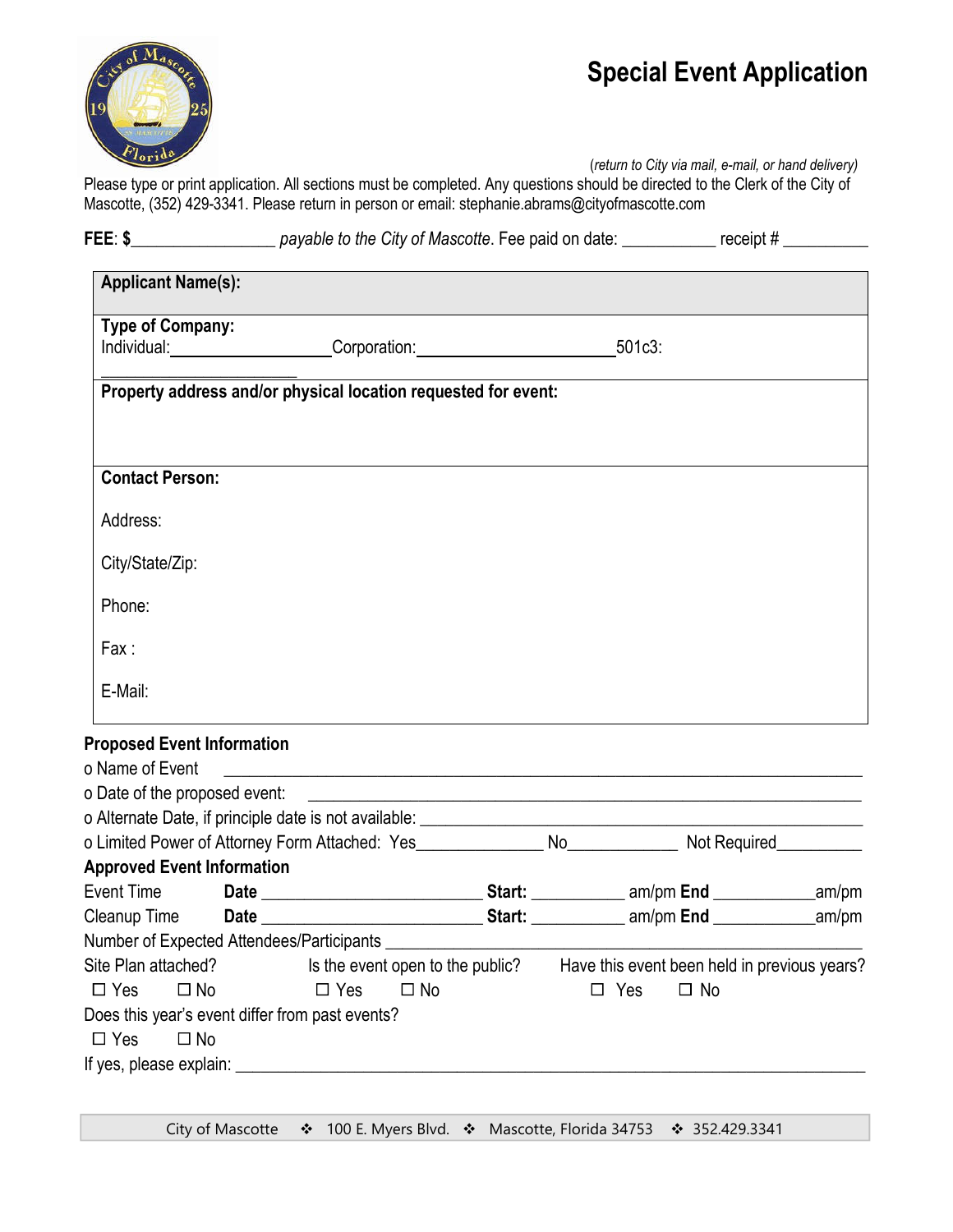# Special Event Application

(*return to City via mail, e-mail, or hand delivery*)

Please type or print application. All sections must be completed. Any questions should be directed to the Clerk of the City of Mascotte, (352) 429-3341. Please return in person or email: stephanie.abrams@cityofmascotte.com

**FEE**: **$**________________ *payable to the City of Mascotte*. Fee paid on date: __________ receipt # __________

| **Applicant Name(s):** |
|---|
| **Type of Company:**<br>Individual:________________Corporation:____________________501c3: ____________________ |
| **Property address and/or physical location requested for event:** |
| **Contact Person:**<br><br>Address:<br><br>City/State/Zip:<br><br>Phone:<br><br>Fax :<br><br>E-Mail: |

**Proposed Event Information**

o Name of Event _______________________________________________________________

o Date of the proposed event: ____________________________________________________

o Alternate Date, if principle date is not available: _____________________________________

o Limited Power of Attorney Form Attached: Yes_____________ No____________ Not Required_________

**Approved Event Information**

Event Time **Date** ________________________ **Start:** __________ am/pm **End** ___________am/pm

Cleanup Time **Date** ________________________ **Start:** __________ am/pm **End** ___________am/pm

Number of Expected Attendees/Participants _______________________________________________

Site Plan attached? ☐ Yes ☐ No

Is the event open to the public? ☐ Yes ☐ No

Have this event been held in previous years? ☐ Yes ☐ No

Does this year's event differ from past events?

☐ Yes ☐ No

If yes, please explain: _______________________________________________________________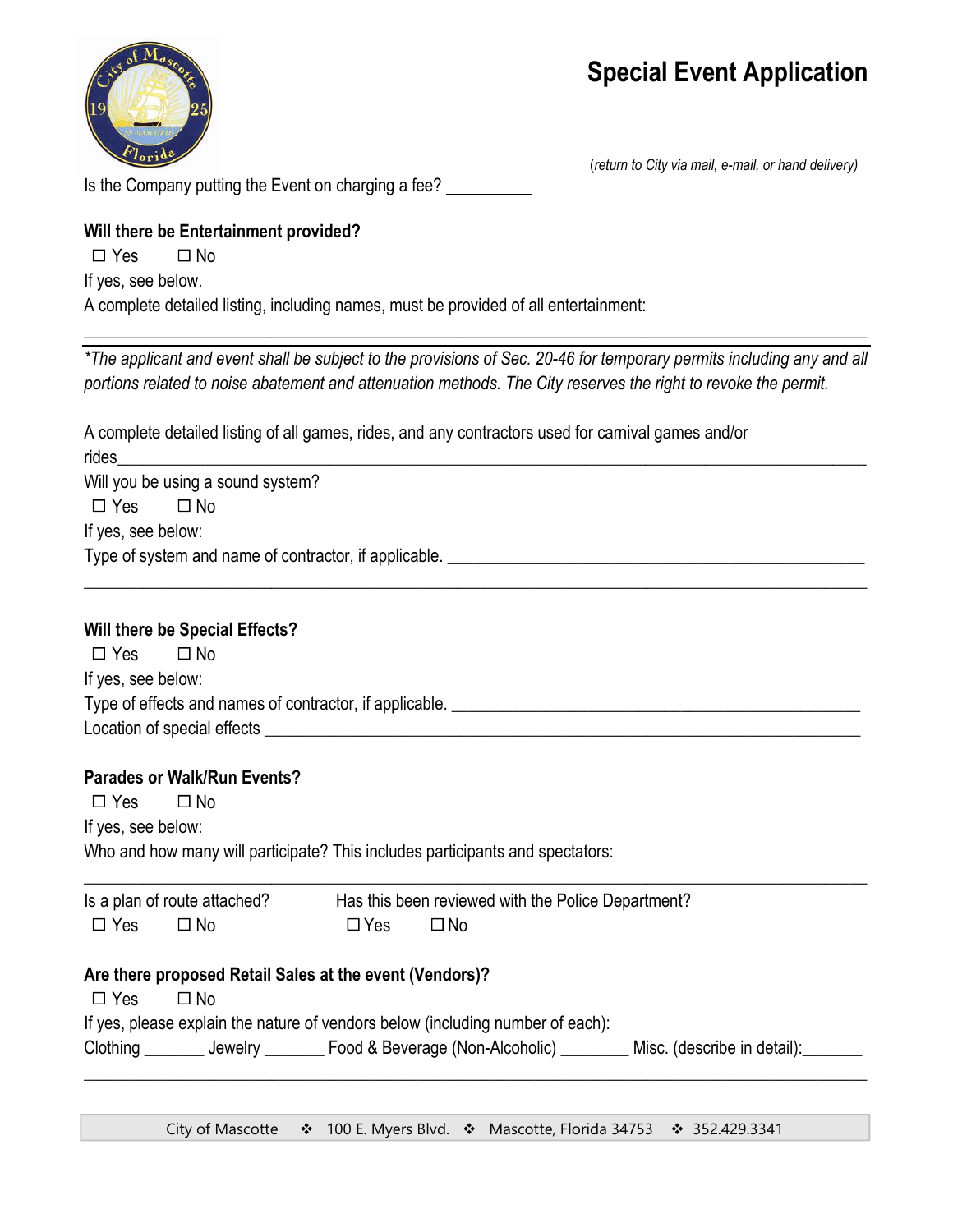# Special Event Application

*(return to City via mail, e-mail, or hand delivery)*

Is the Company putting the Event on charging a fee? __________

**Will there be Entertainment provided?**

☐ Yes ☐ No

If yes, see below.

A complete detailed listing, including names, must be provided of all entertainment:

______________________________________________________________________________

*\*The applicant and event shall be subject to the provisions of Sec. 20-46 for temporary permits including any and all portions related to noise abatement and attenuation methods. The City reserves the right to revoke the permit.*

A complete detailed listing of all games, rides, and any contractors used for carnival games and/or rides______________________________________________________________________________

Will you be using a sound system?

☐ Yes ☐ No

If yes, see below:

Type of system and name of contractor, if applicable. ______________________________________________

______________________________________________________________________________

**Will there be Special Effects?**

☐ Yes ☐ No

If yes, see below:

Type of effects and names of contractor, if applicable. ______________________________________________

Location of special effects ______________________________________________________________

**Parades or Walk/Run Events?**

☐ Yes ☐ No

If yes, see below:

Who and how many will participate? This includes participants and spectators:

______________________________________________________________________________

Is a plan of route attached? ☐ Yes ☐ No

Has this been reviewed with the Police Department? ☐ Yes ☐ No

**Are there proposed Retail Sales at the event (Vendors)?**

☐ Yes ☐ No

If yes, please explain the nature of vendors below (including number of each):

Clothing _______ Jewelry _______ Food & Beverage (Non-Alcoholic) ________ Misc. (describe in detail):_______

______________________________________________________________________________

City of Mascotte ❖ 100 E. Myers Blvd. ❖ Mascotte, Florida 34753 ❖ 352.429.3341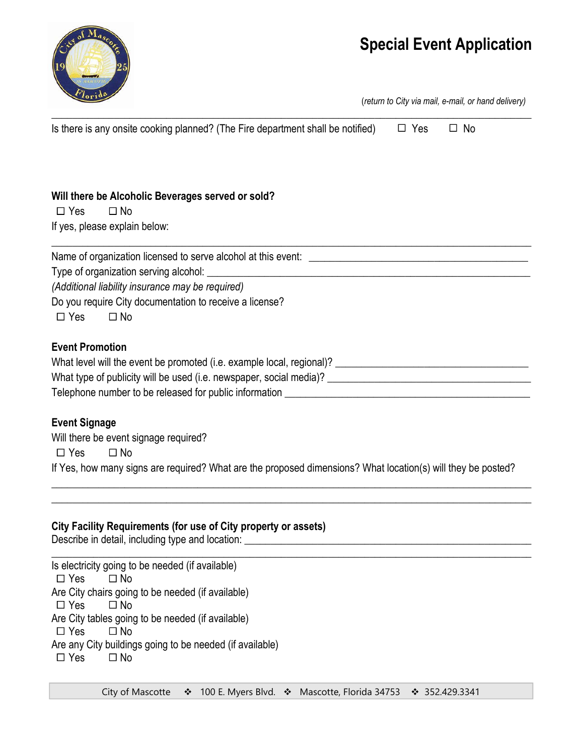# Special Event Application

*(return to City via mail, e-mail, or hand delivery)*

---

Is there is any onsite cooking planned? (The Fire department shall be notified) ☐ Yes ☐ No

**Will there be Alcoholic Beverages served or sold?**

☐ Yes ☐ No

If yes, please explain below:

---

Name of organization licensed to serve alcohol at this event: ____________________________________________

Type of organization serving alcohol: ______________________________________________________________

*(Additional liability insurance may be required)*

Do you require City documentation to receive a license?

☐ Yes ☐ No

**Event Promotion**

What level will the event be promoted (i.e. example local, regional)? ______________________________________

What type of publicity will be used (i.e. newspaper, social media)? ________________________________________

Telephone number to be released for public information _________________________________________________

**Event Signage**

Will there be event signage required?

☐ Yes ☐ No

If Yes, how many signs are required? What are the proposed dimensions? What location(s) will they be posted?

______________________________________________________________________________________________

______________________________________________________________________________________________

**City Facility Requirements (for use of City property or assets)**

Describe in detail, including type and location: ________________________________________________________

______________________________________________________________________________________________

Is electricity going to be needed (if available)

☐ Yes ☐ No

Are City chairs going to be needed (if available)

☐ Yes ☐ No

Are City tables going to be needed (if available)

☐ Yes ☐ No

Are any City buildings going to be needed (if available)

☐ Yes ☐ No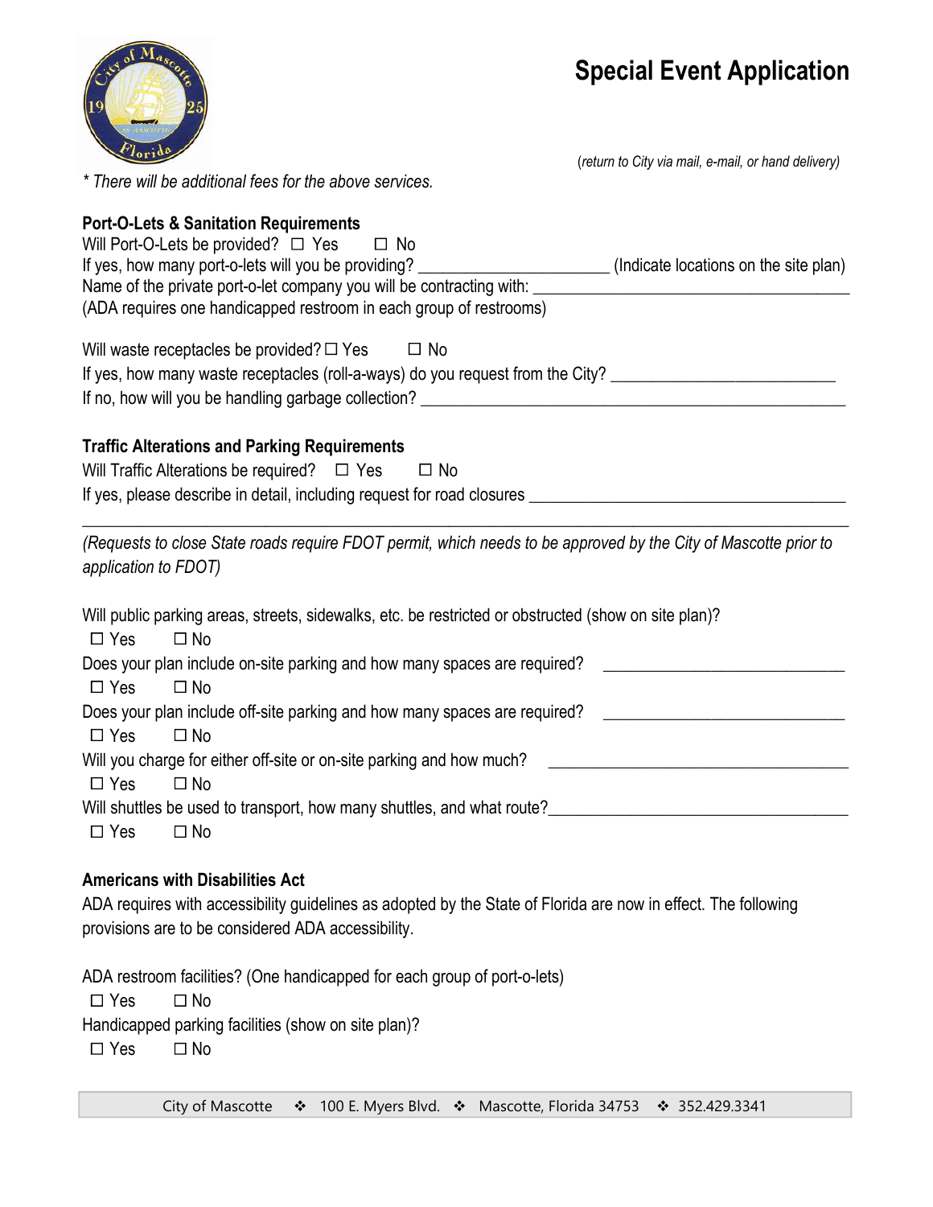# Special Event Application

(*return to City via mail, e-mail, or hand delivery*)

*\* There will be additional fees for the above services.*

**Port-O-Lets & Sanitation Requirements**

Will Port-O-Lets be provided? ☐ Yes ☐ No

If yes, how many port-o-lets will you be providing? ______________________ (Indicate locations on the site plan)

Name of the private port-o-let company you will be contracting with: ______________________________________

(ADA requires one handicapped restroom in each group of restrooms)

Will waste receptacles be provided? ☐ Yes ☐ No

If yes, how many waste receptacles (roll-a-ways) do you request from the City? __________________________

If no, how will you be handling garbage collection? __________________________________________________

**Traffic Alterations and Parking Requirements**

Will Traffic Alterations be required? ☐ Yes ☐ No

If yes, please describe in detail, including request for road closures ______________________________________

__________________________________________________________________________________________

*(Requests to close State roads require FDOT permit, which needs to be approved by the City of Mascotte prior to application to FDOT)*

Will public parking areas, streets, sidewalks, etc. be restricted or obstructed (show on site plan)?

☐ Yes ☐ No

Does your plan include on-site parking and how many spaces are required? _____________________________

☐ Yes ☐ No

Does your plan include off-site parking and how many spaces are required? _____________________________

☐ Yes ☐ No

Will you charge for either off-site or on-site parking and how much? ____________________________________

☐ Yes ☐ No

Will shuttles be used to transport, how many shuttles, and what route?___________________________________

☐ Yes ☐ No

**Americans with Disabilities Act**

ADA requires with accessibility guidelines as adopted by the State of Florida are now in effect. The following provisions are to be considered ADA accessibility.

ADA restroom facilities? (One handicapped for each group of port-o-lets)

☐ Yes ☐ No

Handicapped parking facilities (show on site plan)?

☐ Yes ☐ No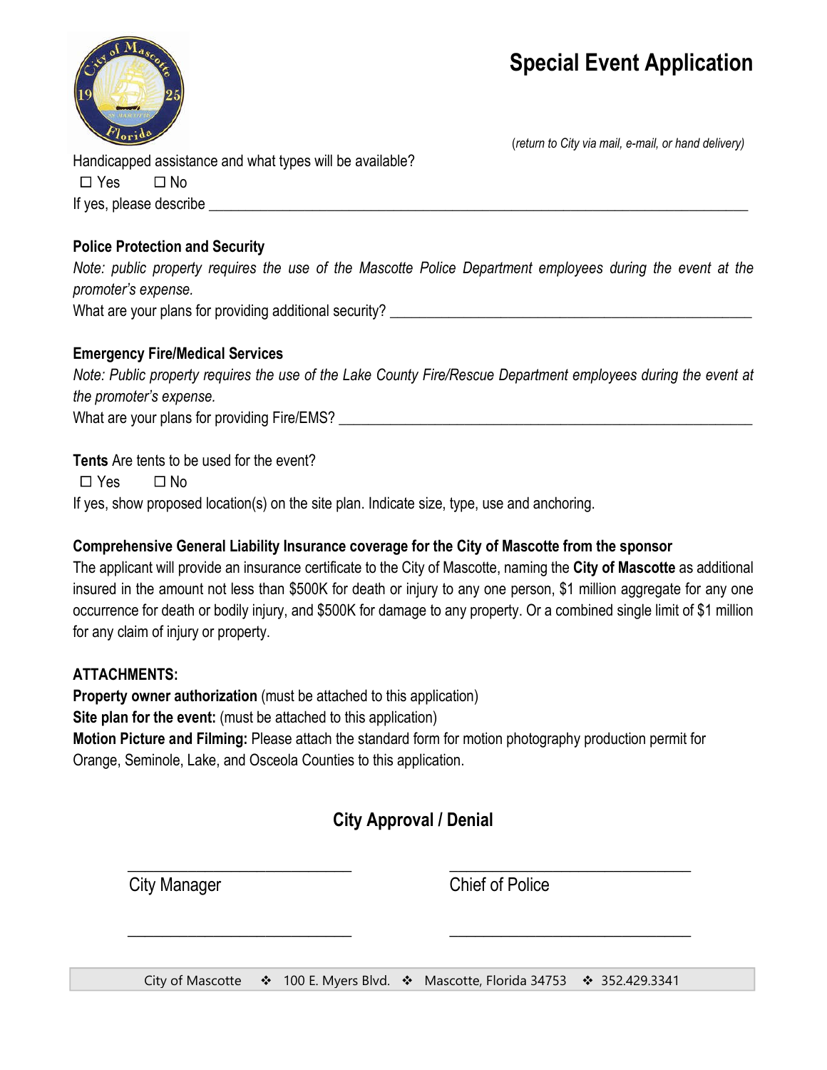# Special Event Application

*(return to City via mail, e-mail, or hand delivery)*

Handicapped assistance and what types will be available?

☐ Yes ☐ No

If yes, please describe ___________________________________________________________________________

**Police Protection and Security**

*Note: public property requires the use of the Mascotte Police Department employees during the event at the promoter's expense.*

What are your plans for providing additional security? __________________________________________________

**Emergency Fire/Medical Services**

*Note: Public property requires the use of the Lake County Fire/Rescue Department employees during the event at the promoter's expense.*

What are your plans for providing Fire/EMS? ________________________________________________________

**Tents** Are tents to be used for the event?

☐ Yes ☐ No

If yes, show proposed location(s) on the site plan. Indicate size, type, use and anchoring.

**Comprehensive General Liability Insurance coverage for the City of Mascotte from the sponsor**

The applicant will provide an insurance certificate to the City of Mascotte, naming the **City of Mascotte** as additional insured in the amount not less than $500K for death or injury to any one person, $1 million aggregate for any one occurrence for death or bodily injury, and $500K for damage to any property. Or a combined single limit of $1 million for any claim of injury or property.

**ATTACHMENTS:**

**Property owner authorization** (must be attached to this application)

**Site plan for the event:** (must be attached to this application)

**Motion Picture and Filming:** Please attach the standard form for motion photography production permit for Orange, Seminole, Lake, and Osceola Counties to this application.

## City Approval / Denial

_____________________________ _____________________________

City Manager Chief of Police

_____________________________ _____________________________

City of Mascotte ❖ 100 E. Myers Blvd. ❖ Mascotte, Florida 34753 ❖ 352.429.3341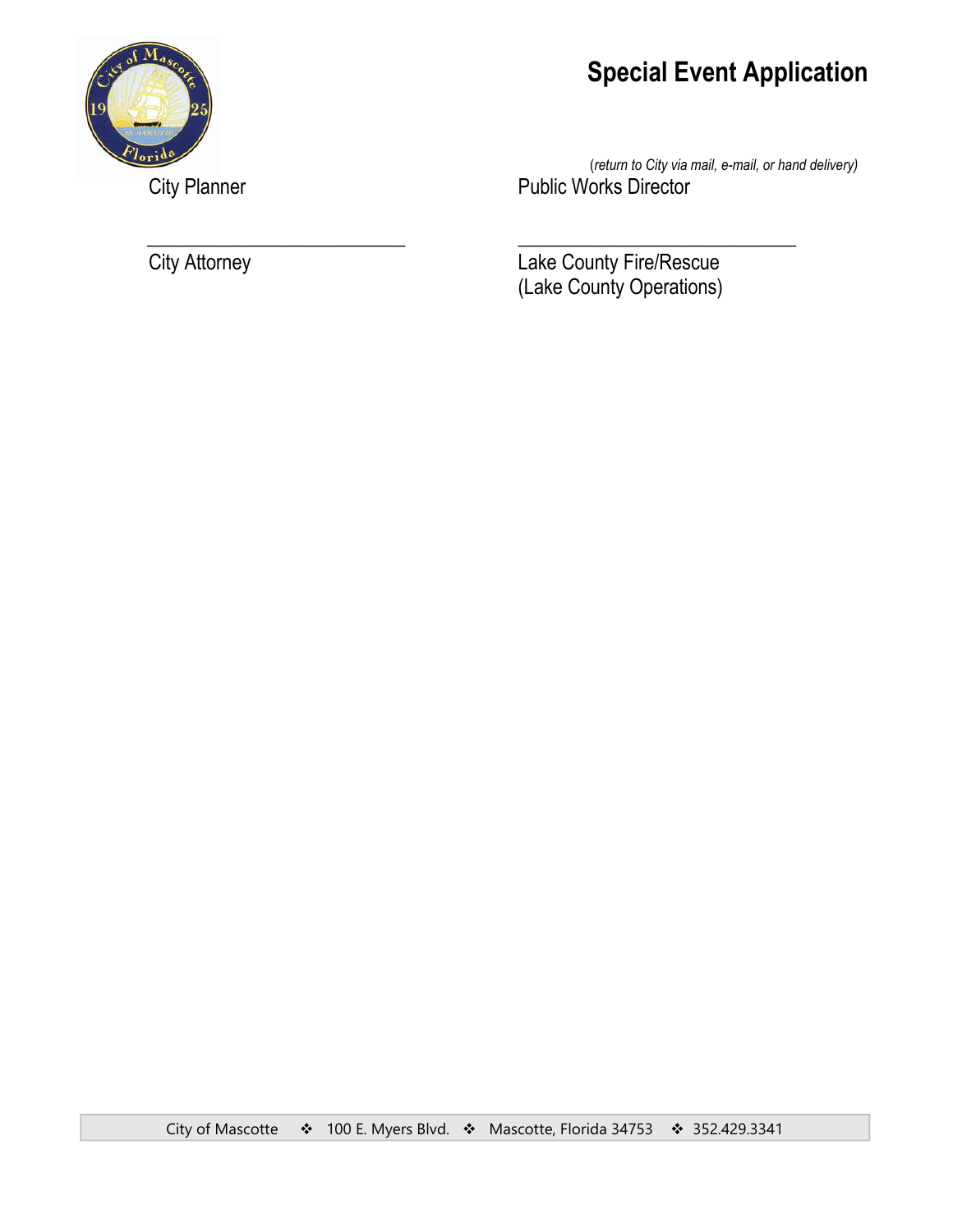# Special Event Application

*(return to City via mail, e-mail, or hand delivery)*

City Planner

Public Works Director

\_\_\_\_\_\_\_\_\_\_\_\_\_\_\_\_\_\_\_\_\_\_\_\_\_\_\_\_\_\_

City Attorney

\_\_\_\_\_\_\_\_\_\_\_\_\_\_\_\_\_\_\_\_\_\_\_\_\_\_\_\_\_\_

Lake County Fire/Rescue
(Lake County Operations)

City of Mascotte ❖ 100 E. Myers Blvd. ❖ Mascotte, Florida 34753 ❖ 352.429.3341